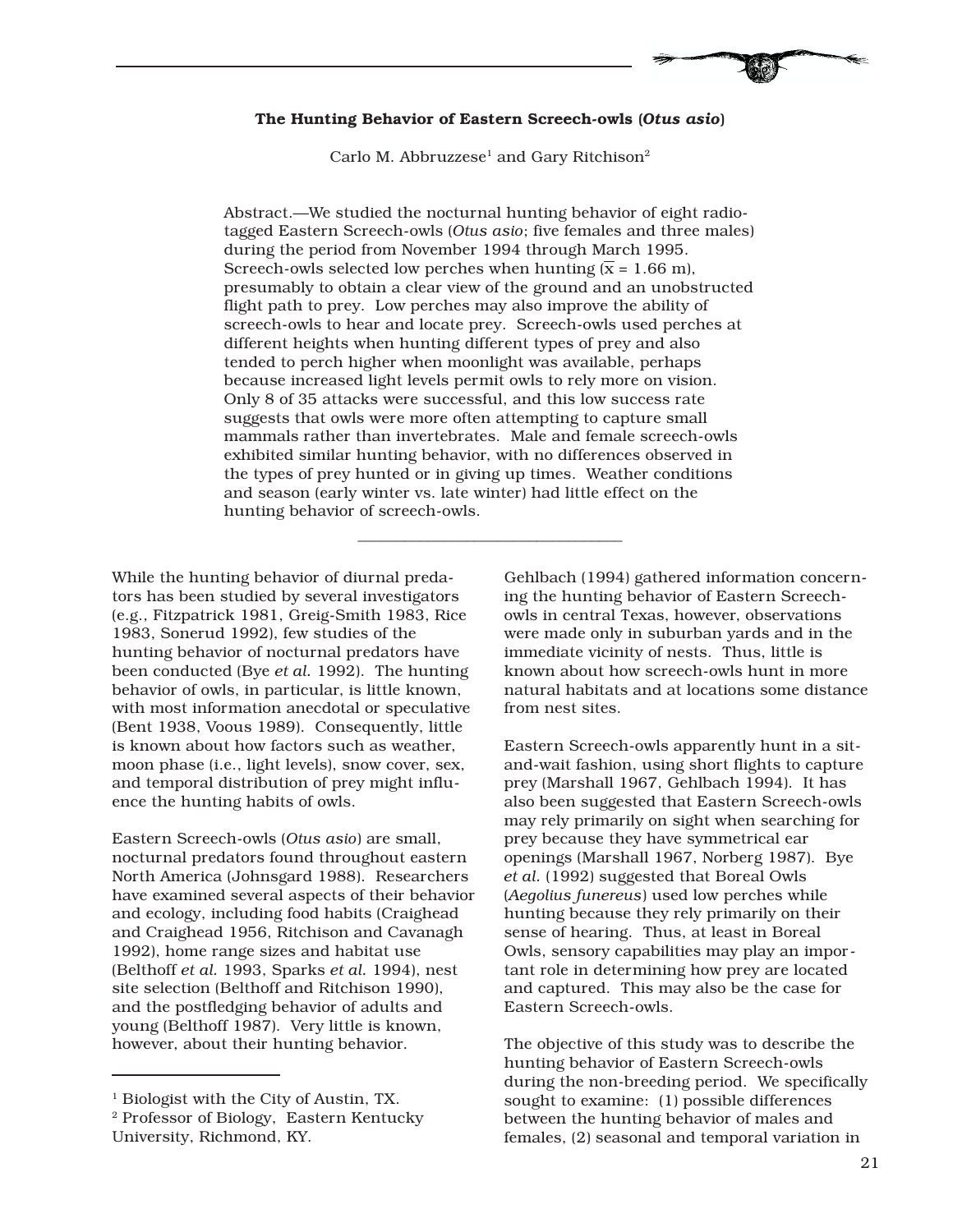## The Hunting Behavior of Eastern Screech-owls (*Otus asio*)

Carlo M. Abbruzzese[1] and Gary Ritchison[2]

Abstract.—We studied the nocturnal hunting behavior of eight radio-tagged Eastern Screech-owls (*Otus asio*; five females and three males) during the period from November 1994 through March 1995. Screech-owls selected low perches when hunting ($\bar{x}$ = 1.66 m), presumably to obtain a clear view of the ground and an unobstructed flight path to prey. Low perches may also improve the ability of screech-owls to hear and locate prey. Screech-owls used perches at different heights when hunting different types of prey and also tended to perch higher when moonlight was available, perhaps because increased light levels permit owls to rely more on vision. Only 8 of 35 attacks were successful, and this low success rate suggests that owls were more often attempting to capture small mammals rather than invertebrates. Male and female screech-owls exhibited similar hunting behavior, with no differences observed in the types of prey hunted or in giving up times. Weather conditions and season (early winter vs. late winter) had little effect on the hunting behavior of screech-owls.

---

While the hunting behavior of diurnal predators has been studied by several investigators (e.g., Fitzpatrick 1981, Greig-Smith 1983, Rice 1983, Sonerud 1992), few studies of the hunting behavior of nocturnal predators have been conducted (Bye *et al.* 1992). The hunting behavior of owls, in particular, is little known, with most information anecdotal or speculative (Bent 1938, Voous 1989). Consequently, little is known about how factors such as weather, moon phase (i.e., light levels), snow cover, sex, and temporal distribution of prey might influence the hunting habits of owls.

Eastern Screech-owls (*Otus asio*) are small, nocturnal predators found throughout eastern North America (Johnsgard 1988). Researchers have examined several aspects of their behavior and ecology, including food habits (Craighead and Craighead 1956, Ritchison and Cavanagh 1992), home range sizes and habitat use (Belthoff *et al.* 1993, Sparks *et al.* 1994), nest site selection (Belthoff and Ritchison 1990), and the postfledging behavior of adults and young (Belthoff 1987). Very little is known, however, about their hunting behavior.

Gehlbach (1994) gathered information concerning the hunting behavior of Eastern Screech-owls in central Texas, however, observations were made only in suburban yards and in the immediate vicinity of nests. Thus, little is known about how screech-owls hunt in more natural habitats and at locations some distance from nest sites.

Eastern Screech-owls apparently hunt in a sit-and-wait fashion, using short flights to capture prey (Marshall 1967, Gehlbach 1994). It has also been suggested that Eastern Screech-owls may rely primarily on sight when searching for prey because they have symmetrical ear openings (Marshall 1967, Norberg 1987). Bye *et al.* (1992) suggested that Boreal Owls (*Aegolius funereus*) used low perches while hunting because they rely primarily on their sense of hearing. Thus, at least in Boreal Owls, sensory capabilities may play an important role in determining how prey are located and captured. This may also be the case for Eastern Screech-owls.

The objective of this study was to describe the hunting behavior of Eastern Screech-owls during the non-breeding period. We specifically sought to examine: (1) possible differences between the hunting behavior of males and females, (2) seasonal and temporal variation in

---

[1] Biologist with the City of Austin, TX.

[2] Professor of Biology, Eastern Kentucky University, Richmond, KY.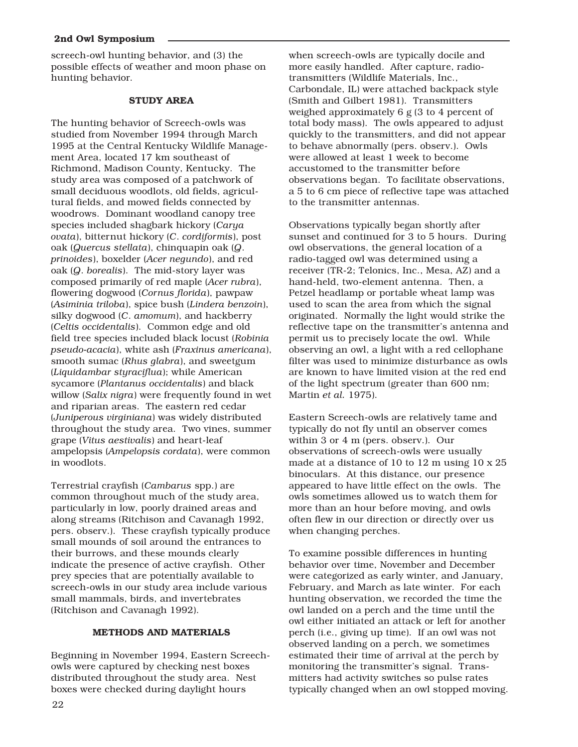screech-owl hunting behavior, and (3) the possible effects of weather and moon phase on hunting behavior.

## STUDY AREA

The hunting behavior of Screech-owls was studied from November 1994 through March 1995 at the Central Kentucky Wildlife Management Area, located 17 km southeast of Richmond, Madison County, Kentucky. The study area was composed of a patchwork of small deciduous woodlots, old fields, agricultural fields, and mowed fields connected by woodrows. Dominant woodland canopy tree species included shagbark hickory (*Carya ovata*), bitternut hickory (*C. cordiformis*), post oak (*Quercus stellata*), chinquapin oak (*Q. prinoides*), boxelder (*Acer negundo*), and red oak (*Q. borealis*). The mid-story layer was composed primarily of red maple (*Acer rubra*), flowering dogwood (*Cornus florida*), pawpaw (*Asiminia triloba*), spice bush (*Lindera benzoin*), silky dogwood (*C. amomum*), and hackberry (*Celtis occidentalis*). Common edge and old field tree species included black locust (*Robinia pseudo-acacia*), white ash (*Fraxinus americana*), smooth sumac (*Rhus glabra*), and sweetgum (*Liquidambar styraciflua*); while American sycamore (*Plantanus occidentalis*) and black willow (*Salix nigra*) were frequently found in wet and riparian areas. The eastern red cedar (*Juniperous virginiana*) was widely distributed throughout the study area. Two vines, summer grape (*Vitus aestivalis*) and heart-leaf ampelopsis (*Ampelopsis cordata*), were common in woodlots.

Terrestrial crayfish (*Cambarus* spp.) are common throughout much of the study area, particularly in low, poorly drained areas and along streams (Ritchison and Cavanagh 1992, pers. observ.). These crayfish typically produce small mounds of soil around the entrances to their burrows, and these mounds clearly indicate the presence of active crayfish. Other prey species that are potentially available to screech-owls in our study area include various small mammals, birds, and invertebrates (Ritchison and Cavanagh 1992).

## METHODS AND MATERIALS

Beginning in November 1994, Eastern Screech-owls were captured by checking nest boxes distributed throughout the study area. Nest boxes were checked during daylight hours when screech-owls are typically docile and more easily handled. After capture, radio-transmitters (Wildlife Materials, Inc., Carbondale, IL) were attached backpack style (Smith and Gilbert 1981). Transmitters weighed approximately 6 g (3 to 4 percent of total body mass). The owls appeared to adjust quickly to the transmitters, and did not appear to behave abnormally (pers. observ.). Owls were allowed at least 1 week to become accustomed to the transmitter before observations began. To facilitate observations, a 5 to 6 cm piece of reflective tape was attached to the transmitter antennas.

Observations typically began shortly after sunset and continued for 3 to 5 hours. During owl observations, the general location of a radio-tagged owl was determined using a receiver (TR-2; Telonics, Inc., Mesa, AZ) and a hand-held, two-element antenna. Then, a Petzel headlamp or portable wheat lamp was used to scan the area from which the signal originated. Normally the light would strike the reflective tape on the transmitter's antenna and permit us to precisely locate the owl. While observing an owl, a light with a red cellophane filter was used to minimize disturbance as owls are known to have limited vision at the red end of the light spectrum (greater than 600 nm; Martin *et al.* 1975).

Eastern Screech-owls are relatively tame and typically do not fly until an observer comes within 3 or 4 m (pers. observ.). Our observations of screech-owls were usually made at a distance of 10 to 12 m using 10 x 25 binoculars. At this distance, our presence appeared to have little effect on the owls. The owls sometimes allowed us to watch them for more than an hour before moving, and owls often flew in our direction or directly over us when changing perches.

To examine possible differences in hunting behavior over time, November and December were categorized as early winter, and January, February, and March as late winter. For each hunting observation, we recorded the time the owl landed on a perch and the time until the owl either initiated an attack or left for another perch (i.e., giving up time). If an owl was not observed landing on a perch, we sometimes estimated their time of arrival at the perch by monitoring the transmitter's signal. Transmitters had activity switches so pulse rates typically changed when an owl stopped moving.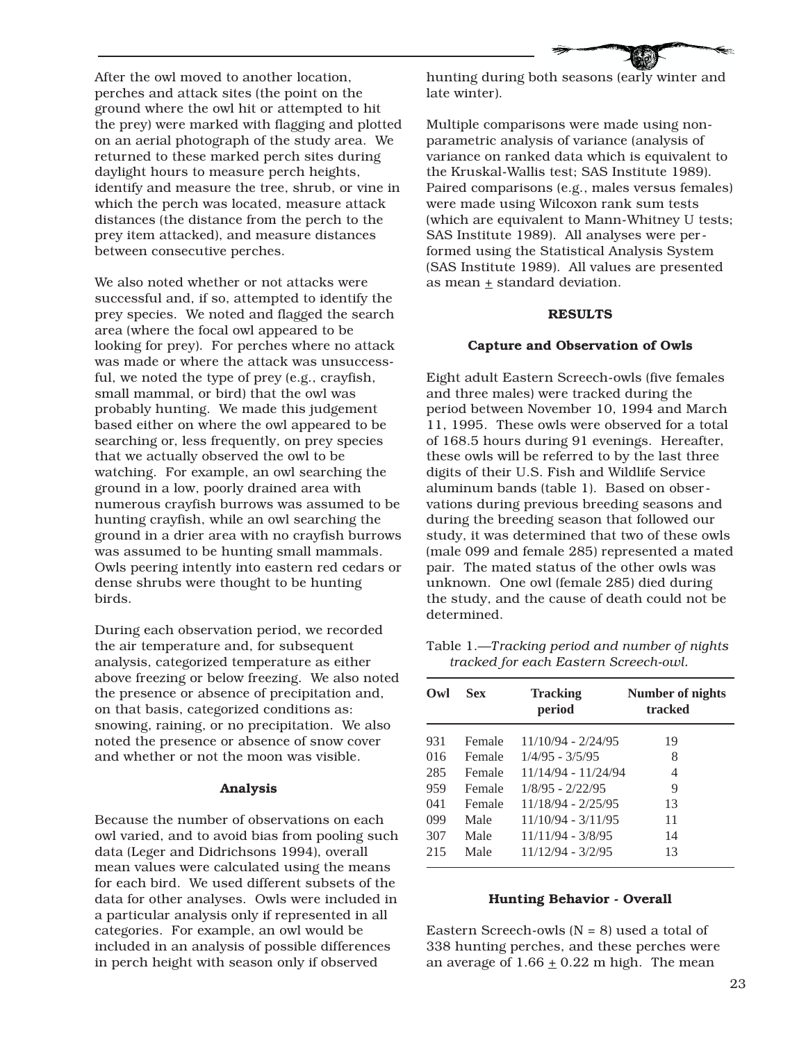After the owl moved to another location, perches and attack sites (the point on the ground where the owl hit or attempted to hit the prey) were marked with flagging and plotted on an aerial photograph of the study area. We returned to these marked perch sites during daylight hours to measure perch heights, identify and measure the tree, shrub, or vine in which the perch was located, measure attack distances (the distance from the perch to the prey item attacked), and measure distances between consecutive perches.

We also noted whether or not attacks were successful and, if so, attempted to identify the prey species. We noted and flagged the search area (where the focal owl appeared to be looking for prey). For perches where no attack was made or where the attack was unsuccessful, we noted the type of prey (e.g., crayfish, small mammal, or bird) that the owl was probably hunting. We made this judgement based either on where the owl appeared to be searching or, less frequently, on prey species that we actually observed the owl to be watching. For example, an owl searching the ground in a low, poorly drained area with numerous crayfish burrows was assumed to be hunting crayfish, while an owl searching the ground in a drier area with no crayfish burrows was assumed to be hunting small mammals. Owls peering intently into eastern red cedars or dense shrubs were thought to be hunting birds.

During each observation period, we recorded the air temperature and, for subsequent analysis, categorized temperature as either above freezing or below freezing. We also noted the presence or absence of precipitation and, on that basis, categorized conditions as: snowing, raining, or no precipitation. We also noted the presence or absence of snow cover and whether or not the moon was visible.

### Analysis

Because the number of observations on each owl varied, and to avoid bias from pooling such data (Leger and Didrichsons 1994), overall mean values were calculated using the means for each bird. We used different subsets of the data for other analyses. Owls were included in a particular analysis only if represented in all categories. For example, an owl would be included in an analysis of possible differences in perch height with season only if observed hunting during both seasons (early winter and late winter).

Multiple comparisons were made using nonparametric analysis of variance (analysis of variance on ranked data which is equivalent to the Kruskal-Wallis test; SAS Institute 1989). Paired comparisons (e.g., males versus females) were made using Wilcoxon rank sum tests (which are equivalent to Mann-Whitney U tests; SAS Institute 1989). All analyses were performed using the Statistical Analysis System (SAS Institute 1989). All values are presented as mean ± standard deviation.

## RESULTS

### Capture and Observation of Owls

Eight adult Eastern Screech-owls (five females and three males) were tracked during the period between November 10, 1994 and March 11, 1995. These owls were observed for a total of 168.5 hours during 91 evenings. Hereafter, these owls will be referred to by the last three digits of their U.S. Fish and Wildlife Service aluminum bands (table 1). Based on observations during previous breeding seasons and during the breeding season that followed our study, it was determined that two of these owls (male 099 and female 285) represented a mated pair. The mated status of the other owls was unknown. One owl (female 285) died during the study, and the cause of death could not be determined.

Table 1.—*Tracking period and number of nights tracked for each Eastern Screech-owl.*

| Owl | Sex | Tracking period | Number of nights tracked |
|---|---|---|---|
| 931 | Female | 11/10/94 - 2/24/95 | 19 |
| 016 | Female | 1/4/95 - 3/5/95 | 8 |
| 285 | Female | 11/14/94 - 11/24/94 | 4 |
| 959 | Female | 1/8/95 - 2/22/95 | 9 |
| 041 | Female | 11/18/94 - 2/25/95 | 13 |
| 099 | Male | 11/10/94 - 3/11/95 | 11 |
| 307 | Male | 11/11/94 - 3/8/95 | 14 |
| 215 | Male | 11/12/94 - 3/2/95 | 13 |

### Hunting Behavior - Overall

Eastern Screech-owls (N = 8) used a total of 338 hunting perches, and these perches were an average of 1.66 ± 0.22 m high. The mean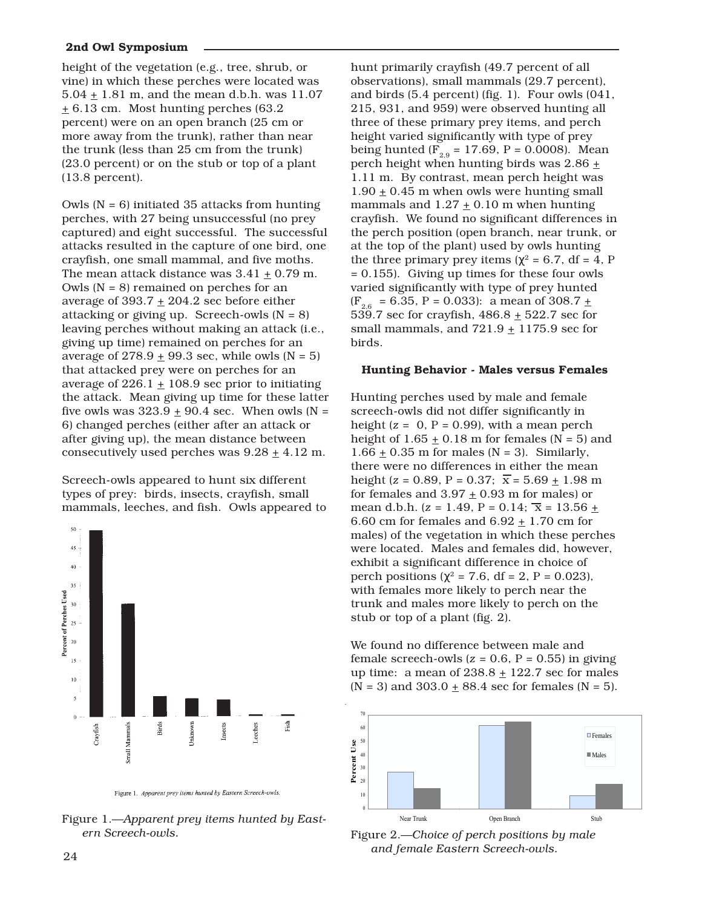height of the vegetation (e.g., tree, shrub, or vine) in which these perches were located was 5.04 ± 1.81 m, and the mean d.b.h. was 11.07 ± 6.13 cm. Most hunting perches (63.2 percent) were on an open branch (25 cm or more away from the trunk), rather than near the trunk (less than 25 cm from the trunk) (23.0 percent) or on the stub or top of a plant (13.8 percent).

Owls (N = 6) initiated 35 attacks from hunting perches, with 27 being unsuccessful (no prey captured) and eight successful. The successful attacks resulted in the capture of one bird, one crayfish, one small mammal, and five moths. The mean attack distance was 3.41 ± 0.79 m. Owls (N = 8) remained on perches for an average of 393.7 ± 204.2 sec before either attacking or giving up. Screech-owls (N = 8) leaving perches without making an attack (i.e., giving up time) remained on perches for an average of 278.9 ± 99.3 sec, while owls (N = 5) that attacked prey were on perches for an average of 226.1 ± 108.9 sec prior to initiating the attack. Mean giving up time for these latter five owls was 323.9 ± 90.4 sec. When owls (N = 6) changed perches (either after an attack or after giving up), the mean distance between consecutively used perches was 9.28 ± 4.12 m.

Screech-owls appeared to hunt six different types of prey: birds, insects, crayfish, small mammals, leeches, and fish. Owls appeared to hunt primarily crayfish (49.7 percent of all observations), small mammals (29.7 percent), and birds (5.4 percent) (fig. 1). Four owls (041, 215, 931, and 959) were observed hunting all three of these primary prey items, and perch height varied significantly with type of prey being hunted ($F_{2,9}$ = 17.69, P = 0.0008). Mean perch height when hunting birds was 2.86 ± 1.11 m. By contrast, mean perch height was 1.90 ± 0.45 m when owls were hunting small mammals and 1.27 ± 0.10 m when hunting crayfish. We found no significant differences in the perch position (open branch, near trunk, or at the top of the plant) used by owls hunting the three primary prey items ($\chi^2$ = 6.7, df = 4, P = 0.155). Giving up times for these four owls varied significantly with type of prey hunted ($F_{2,6}$ = 6.35, P = 0.033): a mean of 308.7 ± 539.7 sec for crayfish, 486.8 ± 522.7 sec for small mammals, and 721.9 ± 1175.9 sec for birds.

Figure 1.—*Apparent prey items hunted by Eastern Screech-owls.*

### Hunting Behavior - Males versus Females

Hunting perches used by male and female screech-owls did not differ significantly in height (z = 0, P = 0.99), with a mean perch height of 1.65 ± 0.18 m for females (N = 5) and 1.66 ± 0.35 m for males (N = 3). Similarly, there were no differences in either the mean height (z = 0.89, P = 0.37; $\overline{x}$ = 5.69 ± 1.98 m for females and 3.97 ± 0.93 m for males) or mean d.b.h. (z = 1.49, P = 0.14; $\overline{x}$ = 13.56 ± 6.60 cm for females and 6.92 ± 1.70 cm for males) of the vegetation in which these perches were located. Males and females did, however, exhibit a significant difference in choice of perch positions ($\chi^2$ = 7.6, df = 2, P = 0.023), with females more likely to perch near the trunk and males more likely to perch on the stub or top of a plant (fig. 2).

We found no difference between male and female screech-owls (z = 0.6, P = 0.55) in giving up time: a mean of 238.8 ± 122.7 sec for males (N = 3) and 303.0 ± 88.4 sec for females (N = 5).

Figure 2.—*Choice of perch positions by male and female Eastern Screech-owls.*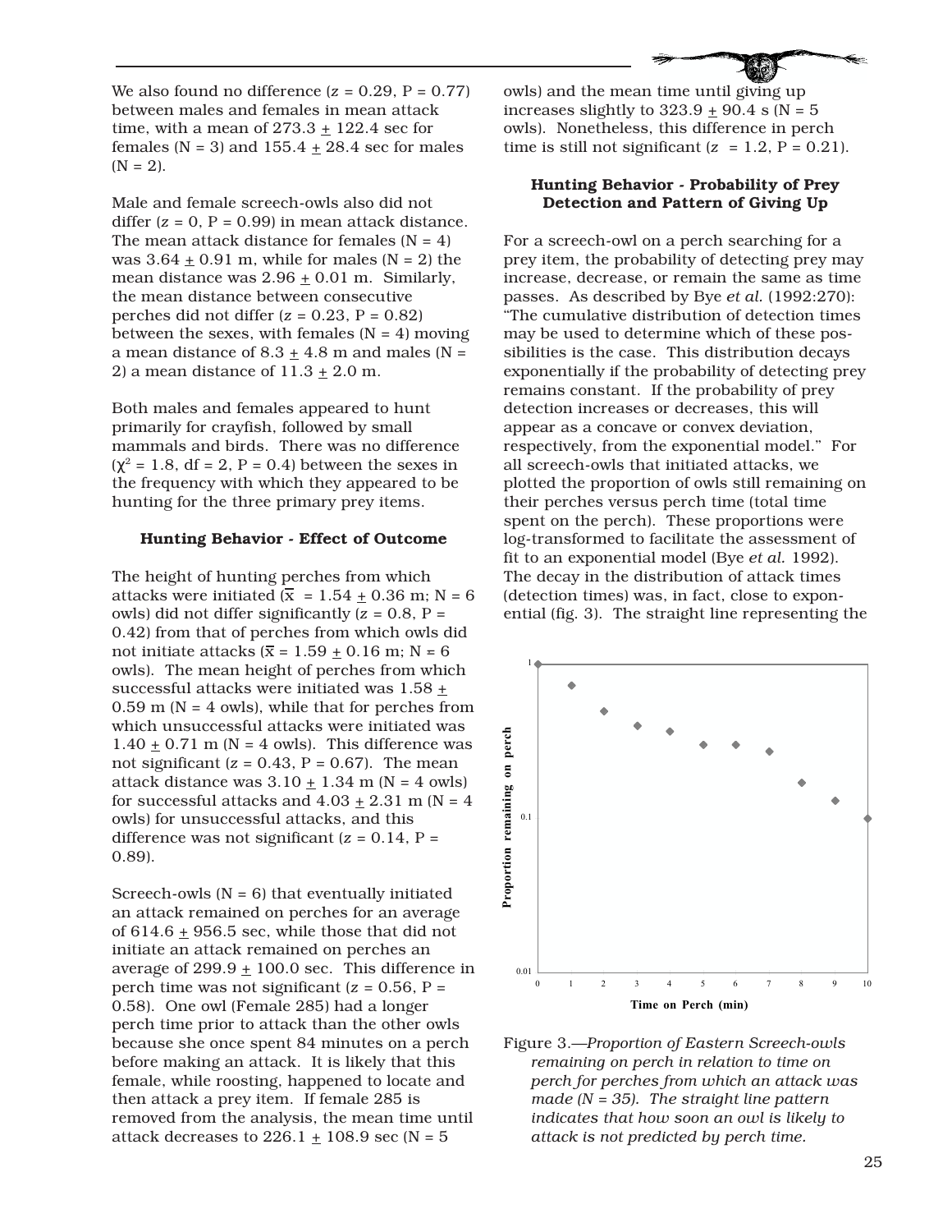We also found no difference ($z = 0.29$, $P = 0.77$) between males and females in mean attack time, with a mean of 273.3 ± 122.4 sec for females (N = 3) and 155.4 ± 28.4 sec for males (N = 2).

Male and female screech-owls also did not differ ($z = 0$, $P = 0.99$) in mean attack distance. The mean attack distance for females (N = 4) was 3.64 ± 0.91 m, while for males (N = 2) the mean distance was 2.96 ± 0.01 m. Similarly, the mean distance between consecutive perches did not differ ($z = 0.23$, $P = 0.82$) between the sexes, with females (N = 4) moving a mean distance of 8.3 ± 4.8 m and males (N = 2) a mean distance of 11.3 ± 2.0 m.

Both males and females appeared to hunt primarily for crayfish, followed by small mammals and birds. There was no difference ($\chi^2 = 1.8$, df = 2, $P = 0.4$) between the sexes in the frequency with which they appeared to be hunting for the three primary prey items.

### Hunting Behavior - Effect of Outcome

The height of hunting perches from which attacks were initiated ($\bar{x} = 1.54 \pm 0.36$ m; N = 6 owls) did not differ significantly ($z = 0.8$, $P = 0.42$) from that of perches from which owls did not initiate attacks ($\bar{x} = 1.59 \pm 0.16$ m; N = 6 owls). The mean height of perches from which successful attacks were initiated was 1.58 ± 0.59 m (N = 4 owls), while that for perches from which unsuccessful attacks were initiated was 1.40 ± 0.71 m (N = 4 owls). This difference was not significant ($z = 0.43$, $P = 0.67$). The mean attack distance was 3.10 ± 1.34 m (N = 4 owls) for successful attacks and 4.03 ± 2.31 m (N = 4 owls) for unsuccessful attacks, and this difference was not significant ($z = 0.14$, $P = 0.89$).

Screech-owls (N = 6) that eventually initiated an attack remained on perches for an average of 614.6 ± 956.5 sec, while those that did not initiate an attack remained on perches an average of 299.9 ± 100.0 sec. This difference in perch time was not significant ($z = 0.56$, $P = 0.58$). One owl (Female 285) had a longer perch time prior to attack than the other owls because she once spent 84 minutes on a perch before making an attack. It is likely that this female, while roosting, happened to locate and then attack a prey item. If female 285 is removed from the analysis, the mean time until attack decreases to 226.1 ± 108.9 sec (N = 5 owls) and the mean time until giving up increases slightly to 323.9 ± 90.4 s (N = 5 owls). Nonetheless, this difference in perch time is still not significant ($z = 1.2$, $P = 0.21$).

### Hunting Behavior - Probability of Prey Detection and Pattern of Giving Up

For a screech-owl on a perch searching for a prey item, the probability of detecting prey may increase, decrease, or remain the same as time passes. As described by Bye *et al.* (1992:270): "The cumulative distribution of detection times may be used to determine which of these possibilities is the case. This distribution decays exponentially if the probability of detecting prey remains constant. If the probability of prey detection increases or decreases, this will appear as a concave or convex deviation, respectively, from the exponential model." For all screech-owls that initiated attacks, we plotted the proportion of owls still remaining on their perches versus perch time (total time spent on the perch). These proportions were log-transformed to facilitate the assessment of fit to an exponential model (Bye *et al.* 1992). The decay in the distribution of attack times (detection times) was, in fact, close to exponential (fig. 3). The straight line representing the

Figure 3.—*Proportion of Eastern Screech-owls remaining on perch in relation to time on perch for perches from which an attack was made (N = 35). The straight line pattern indicates that how soon an owl is likely to attack is not predicted by perch time.*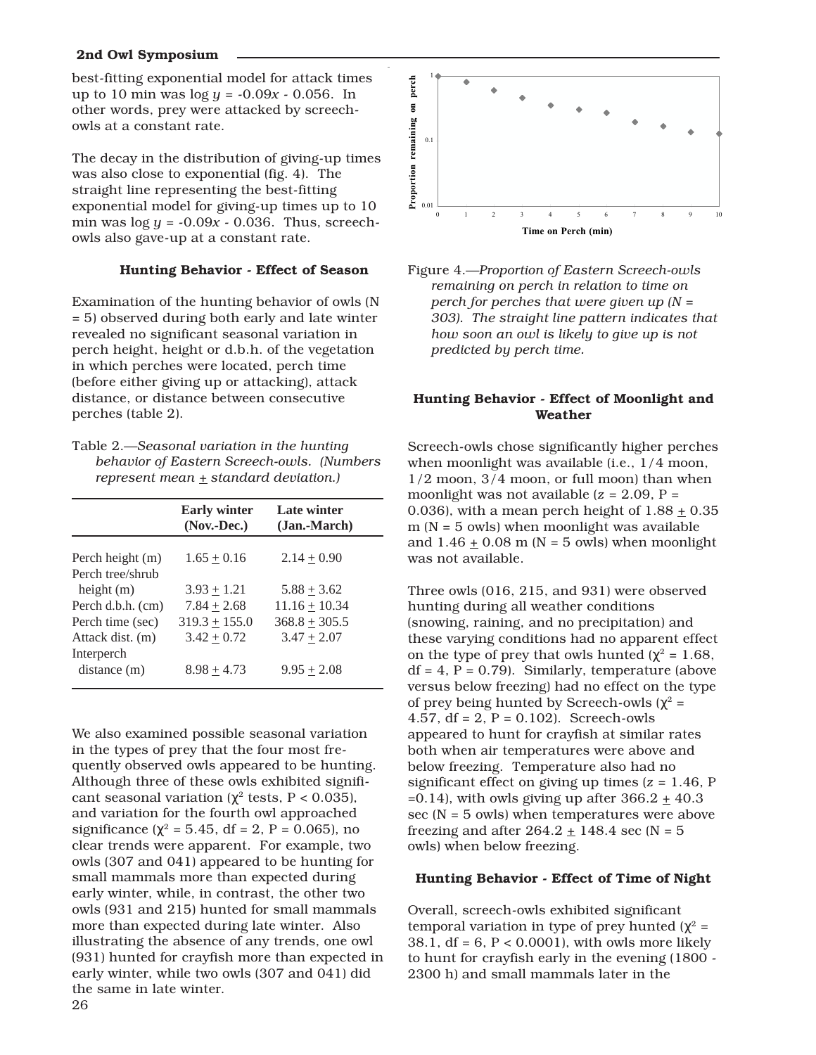best-fitting exponential model for attack times up to 10 min was log $y$ = -0.09$x$ - 0.056. In other words, prey were attacked by screech-owls at a constant rate.

The decay in the distribution of giving-up times was also close to exponential (fig. 4). The straight line representing the best-fitting exponential model for giving-up times up to 10 min was log $y$ = -0.09$x$ - 0.036. Thus, screech-owls also gave-up at a constant rate.

### Hunting Behavior - Effect of Season

Examination of the hunting behavior of owls (N = 5) observed during both early and late winter revealed no significant seasonal variation in perch height, height or d.b.h. of the vegetation in which perches were located, perch time (before either giving up or attacking), attack distance, or distance between consecutive perches (table 2).

Table 2.—*Seasonal variation in the hunting behavior of Eastern Screech-owls. (Numbers represent mean ± standard deviation.)*

| | Early winter (Nov.-Dec.) | Late winter (Jan.-March) |
|---|---|---|
| Perch height (m) | 1.65 ± 0.16 | 2.14 ± 0.90 |
| Perch tree/shrub height (m) | 3.93 ± 1.21 | 5.88 ± 3.62 |
| Perch d.b.h. (cm) | 7.84 ± 2.68 | 11.16 ± 10.34 |
| Perch time (sec) | 319.3 ± 155.0 | 368.8 ± 305.5 |
| Attack dist. (m) | 3.42 ± 0.72 | 3.47 ± 2.07 |
| Interperch distance (m) | 8.98 ± 4.73 | 9.95 ± 2.08 |

We also examined possible seasonal variation in the types of prey that the four most frequently observed owls appeared to be hunting. Although three of these owls exhibited significant seasonal variation ($\chi^2$ tests, P < 0.035), and variation for the fourth owl approached significance ($\chi^2$ = 5.45, df = 2, P = 0.065), no clear trends were apparent. For example, two owls (307 and 041) appeared to be hunting for small mammals more than expected during early winter, while, in contrast, the other two owls (931 and 215) hunted for small mammals more than expected during late winter. Also illustrating the absence of any trends, one owl (931) hunted for crayfish more than expected in early winter, while two owls (307 and 041) did the same in late winter.

Figure 4.—*Proportion of Eastern Screech-owls remaining on perch in relation to time on perch for perches that were given up (N = 303). The straight line pattern indicates that how soon an owl is likely to give up is not predicted by perch time.*

### Hunting Behavior - Effect of Moonlight and Weather

Screech-owls chose significantly higher perches when moonlight was available (i.e., 1/4 moon, 1/2 moon, 3/4 moon, or full moon) than when moonlight was not available ($z$ = 2.09, P = 0.036), with a mean perch height of 1.88 ± 0.35 m (N = 5 owls) when moonlight was available and 1.46 ± 0.08 m (N = 5 owls) when moonlight was not available.

Three owls (016, 215, and 931) were observed hunting during all weather conditions (snowing, raining, and no precipitation) and these varying conditions had no apparent effect on the type of prey that owls hunted ($\chi^2$ = 1.68, df = 4, P = 0.79). Similarly, temperature (above versus below freezing) had no effect on the type of prey being hunted by Screech-owls ($\chi^2$ = 4.57, df = 2, P = 0.102). Screech-owls appeared to hunt for crayfish at similar rates both when air temperatures were above and below freezing. Temperature also had no significant effect on giving up times ($z$ = 1.46, P =0.14), with owls giving up after 366.2 ± 40.3 sec (N = 5 owls) when temperatures were above freezing and after 264.2 ± 148.4 sec (N = 5 owls) when below freezing.

### Hunting Behavior - Effect of Time of Night

Overall, screech-owls exhibited significant temporal variation in type of prey hunted ($\chi^2$ = 38.1, df = 6, P < 0.0001), with owls more likely to hunt for crayfish early in the evening (1800 - 2300 h) and small mammals later in the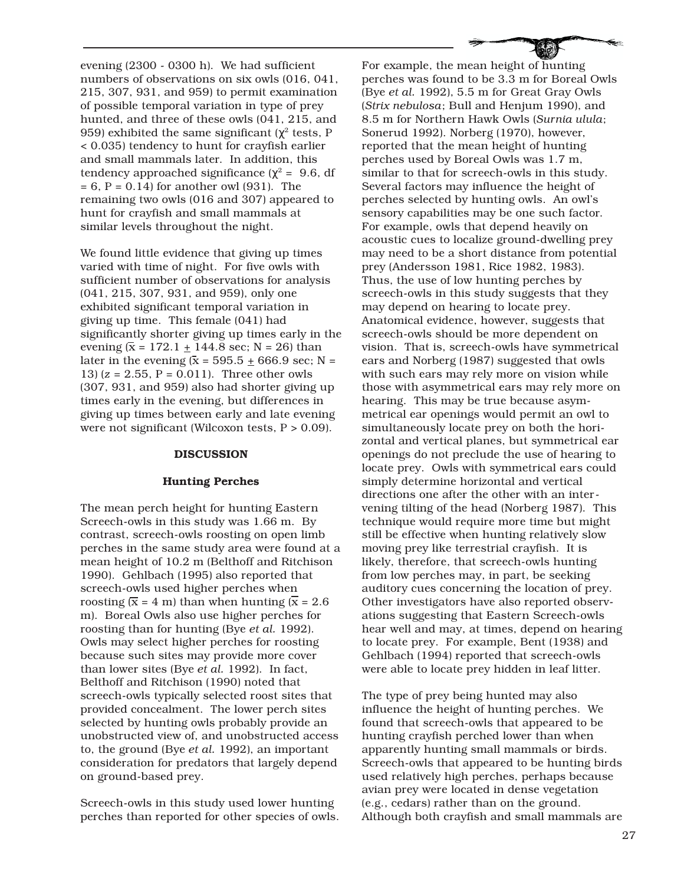evening (2300 - 0300 h). We had sufficient numbers of observations on six owls (016, 041, 215, 307, 931, and 959) to permit examination of possible temporal variation in type of prey hunted, and three of these owls (041, 215, and 959) exhibited the same significant ($\chi^2$ tests, $P < 0.035$) tendency to hunt for crayfish earlier and small mammals later. In addition, this tendency approached significance ($\chi^2 = 9.6$, df = 6, $P = 0.14$) for another owl (931). The remaining two owls (016 and 307) appeared to hunt for crayfish and small mammals at similar levels throughout the night.

We found little evidence that giving up times varied with time of night. For five owls with sufficient number of observations for analysis (041, 215, 307, 931, and 959), only one exhibited significant temporal variation in giving up time. This female (041) had significantly shorter giving up times early in the evening ($\bar{x} = 172.1 \pm 144.8$ sec; N = 26) than later in the evening ($\bar{x} = 595.5 \pm 666.9$ sec; N = 13) ($z = 2.55$, $P = 0.011$). Three other owls (307, 931, and 959) also had shorter giving up times early in the evening, but differences in giving up times between early and late evening were not significant (Wilcoxon tests, $P > 0.09$).

## DISCUSSION

### Hunting Perches

The mean perch height for hunting Eastern Screech-owls in this study was 1.66 m. By contrast, screech-owls roosting on open limb perches in the same study area were found at a mean height of 10.2 m (Belthoff and Ritchison 1990). Gehlbach (1995) also reported that screech-owls used higher perches when roosting ($\bar{x} = 4$ m) than when hunting ($\bar{x} = 2.6$ m). Boreal Owls also use higher perches for roosting than for hunting (Bye *et al.* 1992). Owls may select higher perches for roosting because such sites may provide more cover than lower sites (Bye *et al.* 1992). In fact, Belthoff and Ritchison (1990) noted that screech-owls typically selected roost sites that provided concealment. The lower perch sites selected by hunting owls probably provide an unobstructed view of, and unobstructed access to, the ground (Bye *et al.* 1992), an important consideration for predators that largely depend on ground-based prey.

Screech-owls in this study used lower hunting perches than reported for other species of owls. For example, the mean height of hunting perches was found to be 3.3 m for Boreal Owls (Bye *et al.* 1992), 5.5 m for Great Gray Owls (*Strix nebulosa*; Bull and Henjum 1990), and 8.5 m for Northern Hawk Owls (*Surnia ulula*; Sonerud 1992). Norberg (1970), however, reported that the mean height of hunting perches used by Boreal Owls was 1.7 m, similar to that for screech-owls in this study. Several factors may influence the height of perches selected by hunting owls. An owl's sensory capabilities may be one such factor. For example, owls that depend heavily on acoustic cues to localize ground-dwelling prey may need to be a short distance from potential prey (Andersson 1981, Rice 1982, 1983). Thus, the use of low hunting perches by screech-owls in this study suggests that they may depend on hearing to locate prey. Anatomical evidence, however, suggests that screech-owls should be more dependent on vision. That is, screech-owls have symmetrical ears and Norberg (1987) suggested that owls with such ears may rely more on vision while those with asymmetrical ears may rely more on hearing. This may be true because asymmetrical ear openings would permit an owl to simultaneously locate prey on both the horizontal and vertical planes, but symmetrical ear openings do not preclude the use of hearing to locate prey. Owls with symmetrical ears could simply determine horizontal and vertical directions one after the other with an intervening tilting of the head (Norberg 1987). This technique would require more time but might still be effective when hunting relatively slow moving prey like terrestrial crayfish. It is likely, therefore, that screech-owls hunting from low perches may, in part, be seeking auditory cues concerning the location of prey. Other investigators have also reported observations suggesting that Eastern Screech-owls hear well and may, at times, depend on hearing to locate prey. For example, Bent (1938) and Gehlbach (1994) reported that screech-owls were able to locate prey hidden in leaf litter.

The type of prey being hunted may also influence the height of hunting perches. We found that screech-owls that appeared to be hunting crayfish perched lower than when apparently hunting small mammals or birds. Screech-owls that appeared to be hunting birds used relatively high perches, perhaps because avian prey were located in dense vegetation (e.g., cedars) rather than on the ground. Although both crayfish and small mammals are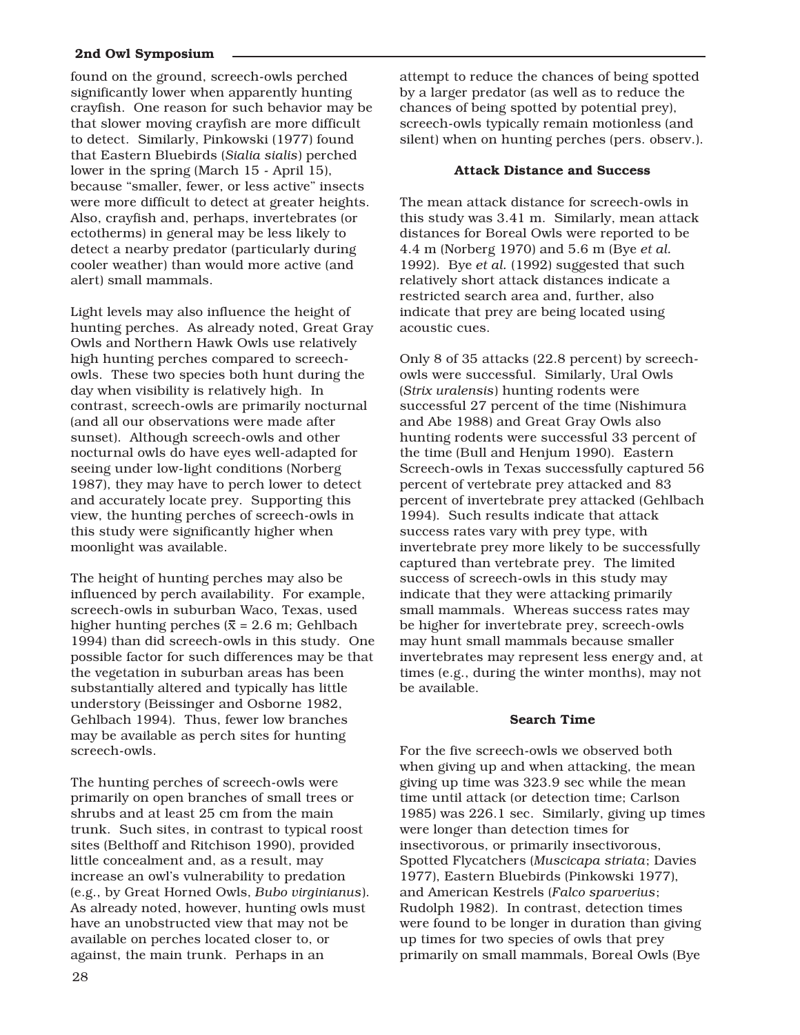found on the ground, screech-owls perched significantly lower when apparently hunting crayfish. One reason for such behavior may be that slower moving crayfish are more difficult to detect. Similarly, Pinkowski (1977) found that Eastern Bluebirds (*Sialia sialis*) perched lower in the spring (March 15 - April 15), because "smaller, fewer, or less active" insects were more difficult to detect at greater heights. Also, crayfish and, perhaps, invertebrates (or ectotherms) in general may be less likely to detect a nearby predator (particularly during cooler weather) than would more active (and alert) small mammals.

Light levels may also influence the height of hunting perches. As already noted, Great Gray Owls and Northern Hawk Owls use relatively high hunting perches compared to screech-owls. These two species both hunt during the day when visibility is relatively high. In contrast, screech-owls are primarily nocturnal (and all our observations were made after sunset). Although screech-owls and other nocturnal owls do have eyes well-adapted for seeing under low-light conditions (Norberg 1987), they may have to perch lower to detect and accurately locate prey. Supporting this view, the hunting perches of screech-owls in this study were significantly higher when moonlight was available.

The height of hunting perches may also be influenced by perch availability. For example, screech-owls in suburban Waco, Texas, used higher hunting perches ($\bar{x}$ = 2.6 m; Gehlbach 1994) than did screech-owls in this study. One possible factor for such differences may be that the vegetation in suburban areas has been substantially altered and typically has little understory (Beissinger and Osborne 1982, Gehlbach 1994). Thus, fewer low branches may be available as perch sites for hunting screech-owls.

The hunting perches of screech-owls were primarily on open branches of small trees or shrubs and at least 25 cm from the main trunk. Such sites, in contrast to typical roost sites (Belthoff and Ritchison 1990), provided little concealment and, as a result, may increase an owl's vulnerability to predation (e.g., by Great Horned Owls, *Bubo virginianus*). As already noted, however, hunting owls must have an unobstructed view that may not be available on perches located closer to, or against, the main trunk. Perhaps in an attempt to reduce the chances of being spotted by a larger predator (as well as to reduce the chances of being spotted by potential prey), screech-owls typically remain motionless (and silent) when on hunting perches (pers. observ.).

### Attack Distance and Success

The mean attack distance for screech-owls in this study was 3.41 m. Similarly, mean attack distances for Boreal Owls were reported to be 4.4 m (Norberg 1970) and 5.6 m (Bye *et al.* 1992). Bye *et al.* (1992) suggested that such relatively short attack distances indicate a restricted search area and, further, also indicate that prey are being located using acoustic cues.

Only 8 of 35 attacks (22.8 percent) by screech-owls were successful. Similarly, Ural Owls (*Strix uralensis*) hunting rodents were successful 27 percent of the time (Nishimura and Abe 1988) and Great Gray Owls also hunting rodents were successful 33 percent of the time (Bull and Henjum 1990). Eastern Screech-owls in Texas successfully captured 56 percent of vertebrate prey attacked and 83 percent of invertebrate prey attacked (Gehlbach 1994). Such results indicate that attack success rates vary with prey type, with invertebrate prey more likely to be successfully captured than vertebrate prey. The limited success of screech-owls in this study may indicate that they were attacking primarily small mammals. Whereas success rates may be higher for invertebrate prey, screech-owls may hunt small mammals because smaller invertebrates may represent less energy and, at times (e.g., during the winter months), may not be available.

### Search Time

For the five screech-owls we observed both when giving up and when attacking, the mean giving up time was 323.9 sec while the mean time until attack (or detection time; Carlson 1985) was 226.1 sec. Similarly, giving up times were longer than detection times for insectivorous, or primarily insectivorous, Spotted Flycatchers (*Muscicapa striata*; Davies 1977), Eastern Bluebirds (Pinkowski 1977), and American Kestrels (*Falco sparverius*; Rudolph 1982). In contrast, detection times were found to be longer in duration than giving up times for two species of owls that prey primarily on small mammals, Boreal Owls (Bye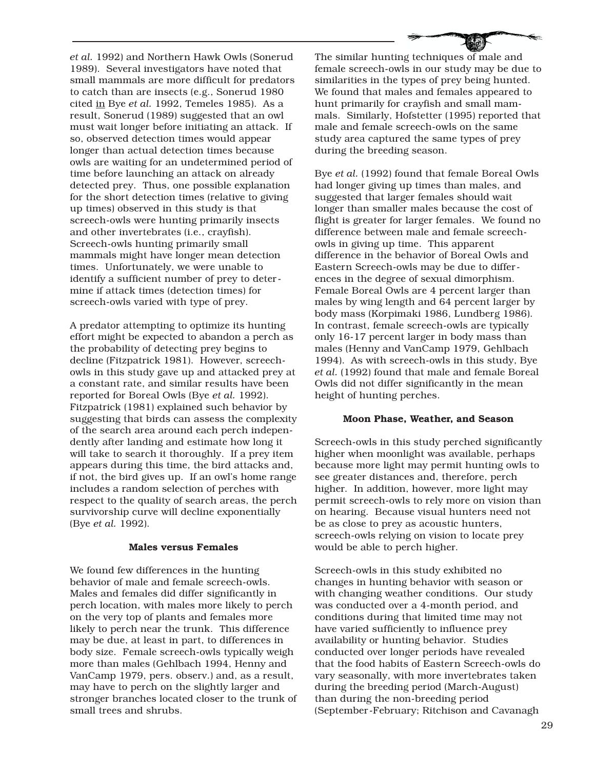*et al.* 1992) and Northern Hawk Owls (Sonerud 1989). Several investigators have noted that small mammals are more difficult for predators to catch than are insects (e.g., Sonerud 1980 cited in Bye *et al.* 1992, Temeles 1985). As a result, Sonerud (1989) suggested that an owl must wait longer before initiating an attack. If so, observed detection times would appear longer than actual detection times because owls are waiting for an undetermined period of time before launching an attack on already detected prey. Thus, one possible explanation for the short detection times (relative to giving up times) observed in this study is that screech-owls were hunting primarily insects and other invertebrates (i.e., crayfish). Screech-owls hunting primarily small mammals might have longer mean detection times. Unfortunately, we were unable to identify a sufficient number of prey to determine if attack times (detection times) for screech-owls varied with type of prey.

A predator attempting to optimize its hunting effort might be expected to abandon a perch as the probability of detecting prey begins to decline (Fitzpatrick 1981). However, screech-owls in this study gave up and attacked prey at a constant rate, and similar results have been reported for Boreal Owls (Bye *et al.* 1992). Fitzpatrick (1981) explained such behavior by suggesting that birds can assess the complexity of the search area around each perch independently after landing and estimate how long it will take to search it thoroughly. If a prey item appears during this time, the bird attacks and, if not, the bird gives up. If an owl's home range includes a random selection of perches with respect to the quality of search areas, the perch survivorship curve will decline exponentially (Bye *et al.* 1992).

### Males versus Females

We found few differences in the hunting behavior of male and female screech-owls. Males and females did differ significantly in perch location, with males more likely to perch on the very top of plants and females more likely to perch near the trunk. This difference may be due, at least in part, to differences in body size. Female screech-owls typically weigh more than males (Gehlbach 1994, Henny and VanCamp 1979, pers. observ.) and, as a result, may have to perch on the slightly larger and stronger branches located closer to the trunk of small trees and shrubs.

The similar hunting techniques of male and female screech-owls in our study may be due to similarities in the types of prey being hunted. We found that males and females appeared to hunt primarily for crayfish and small mammals. Similarly, Hofstetter (1995) reported that male and female screech-owls on the same study area captured the same types of prey during the breeding season.

Bye *et al.* (1992) found that female Boreal Owls had longer giving up times than males, and suggested that larger females should wait longer than smaller males because the cost of flight is greater for larger females. We found no difference between male and female screech-owls in giving up time. This apparent difference in the behavior of Boreal Owls and Eastern Screech-owls may be due to differences in the degree of sexual dimorphism. Female Boreal Owls are 4 percent larger than males by wing length and 64 percent larger by body mass (Korpimaki 1986, Lundberg 1986). In contrast, female screech-owls are typically only 16-17 percent larger in body mass than males (Henny and VanCamp 1979, Gehlbach 1994). As with screech-owls in this study, Bye *et al.* (1992) found that male and female Boreal Owls did not differ significantly in the mean height of hunting perches.

### Moon Phase, Weather, and Season

Screech-owls in this study perched significantly higher when moonlight was available, perhaps because more light may permit hunting owls to see greater distances and, therefore, perch higher. In addition, however, more light may permit screech-owls to rely more on vision than on hearing. Because visual hunters need not be as close to prey as acoustic hunters, screech-owls relying on vision to locate prey would be able to perch higher.

Screech-owls in this study exhibited no changes in hunting behavior with season or with changing weather conditions. Our study was conducted over a 4-month period, and conditions during that limited time may not have varied sufficiently to influence prey availability or hunting behavior. Studies conducted over longer periods have revealed that the food habits of Eastern Screech-owls do vary seasonally, with more invertebrates taken during the breeding period (March-August) than during the non-breeding period (September-February; Ritchison and Cavanagh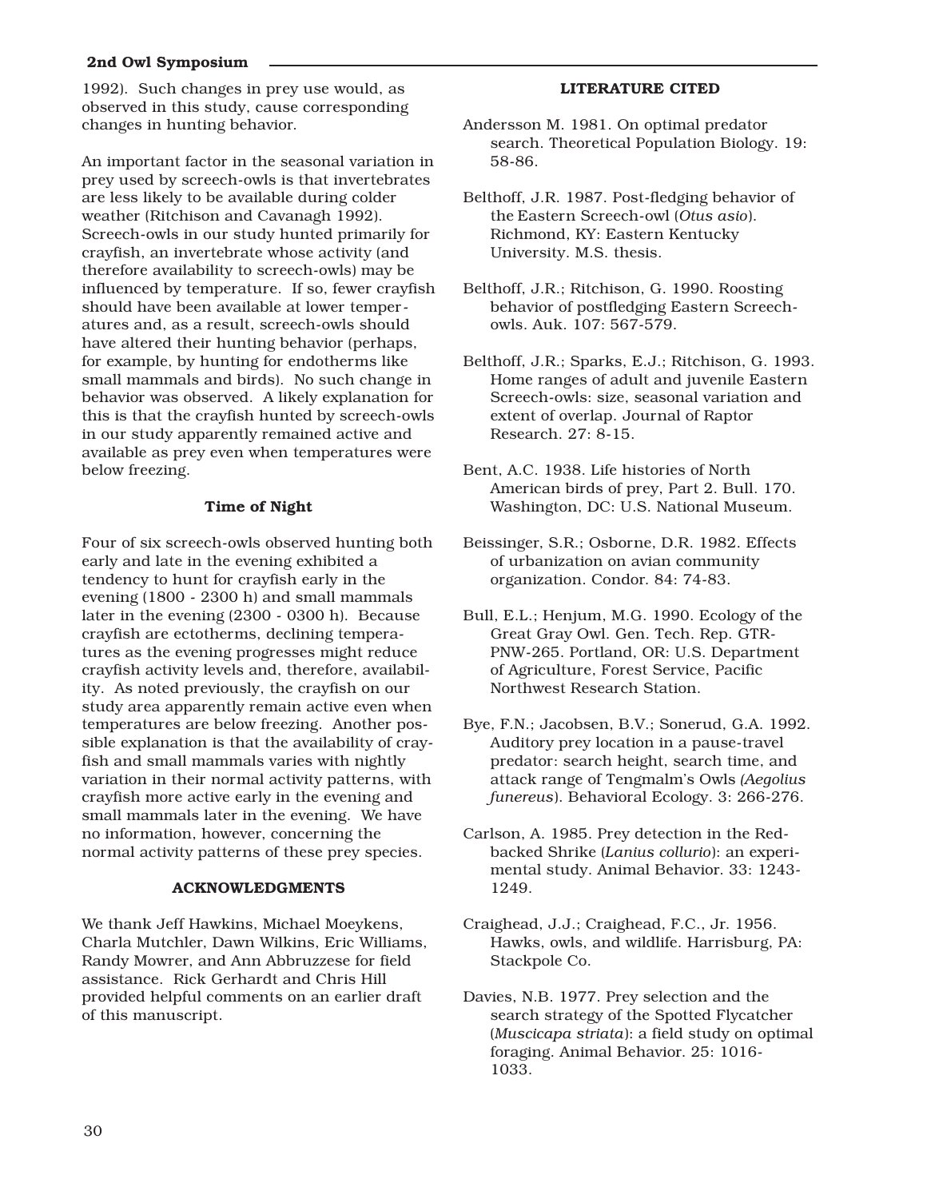1992). Such changes in prey use would, as observed in this study, cause corresponding changes in hunting behavior.

An important factor in the seasonal variation in prey used by screech-owls is that invertebrates are less likely to be available during colder weather (Ritchison and Cavanagh 1992). Screech-owls in our study hunted primarily for crayfish, an invertebrate whose activity (and therefore availability to screech-owls) may be influenced by temperature. If so, fewer crayfish should have been available at lower temperatures and, as a result, screech-owls should have altered their hunting behavior (perhaps, for example, by hunting for endotherms like small mammals and birds). No such change in behavior was observed. A likely explanation for this is that the crayfish hunted by screech-owls in our study apparently remained active and available as prey even when temperatures were below freezing.

### Time of Night

Four of six screech-owls observed hunting both early and late in the evening exhibited a tendency to hunt for crayfish early in the evening (1800 - 2300 h) and small mammals later in the evening (2300 - 0300 h). Because crayfish are ectotherms, declining temperatures as the evening progresses might reduce crayfish activity levels and, therefore, availability. As noted previously, the crayfish on our study area apparently remain active even when temperatures are below freezing. Another possible explanation is that the availability of crayfish and small mammals varies with nightly variation in their normal activity patterns, with crayfish more active early in the evening and small mammals later in the evening. We have no information, however, concerning the normal activity patterns of these prey species.

## ACKNOWLEDGMENTS

We thank Jeff Hawkins, Michael Moeykens, Charla Mutchler, Dawn Wilkins, Eric Williams, Randy Mowrer, and Ann Abbruzzese for field assistance. Rick Gerhardt and Chris Hill provided helpful comments on an earlier draft of this manuscript.

## LITERATURE CITED

Andersson M. 1981. On optimal predator search. Theoretical Population Biology. 19: 58-86.

Belthoff, J.R. 1987. Post-fledging behavior of the Eastern Screech-owl (*Otus asio*). Richmond, KY: Eastern Kentucky University. M.S. thesis.

Belthoff, J.R.; Ritchison, G. 1990. Roosting behavior of postfledging Eastern Screech-owls. Auk. 107: 567-579.

Belthoff, J.R.; Sparks, E.J.; Ritchison, G. 1993. Home ranges of adult and juvenile Eastern Screech-owls: size, seasonal variation and extent of overlap. Journal of Raptor Research. 27: 8-15.

Bent, A.C. 1938. Life histories of North American birds of prey, Part 2. Bull. 170. Washington, DC: U.S. National Museum.

Beissinger, S.R.; Osborne, D.R. 1982. Effects of urbanization on avian community organization. Condor. 84: 74-83.

Bull, E.L.; Henjum, M.G. 1990. Ecology of the Great Gray Owl. Gen. Tech. Rep. GTR-PNW-265. Portland, OR: U.S. Department of Agriculture, Forest Service, Pacific Northwest Research Station.

Bye, F.N.; Jacobsen, B.V.; Sonerud, G.A. 1992. Auditory prey location in a pause-travel predator: search height, search time, and attack range of Tengmalm's Owls (*Aegolius funereus*). Behavioral Ecology. 3: 266-276.

Carlson, A. 1985. Prey detection in the Red-backed Shrike (*Lanius collurio*): an experimental study. Animal Behavior. 33: 1243-1249.

Craighead, J.J.; Craighead, F.C., Jr. 1956. Hawks, owls, and wildlife. Harrisburg, PA: Stackpole Co.

Davies, N.B. 1977. Prey selection and the search strategy of the Spotted Flycatcher (*Muscicapa striata*): a field study on optimal foraging. Animal Behavior. 25: 1016-1033.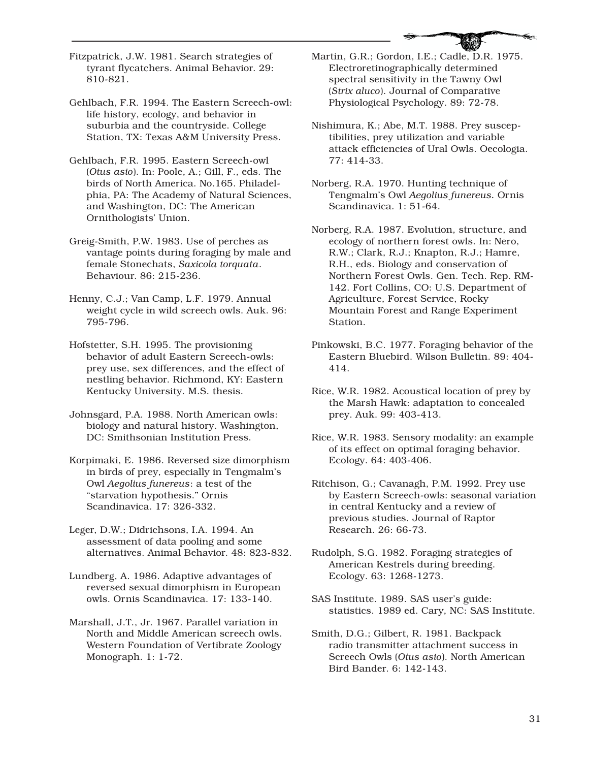Fitzpatrick, J.W. 1981. Search strategies of tyrant flycatchers. Animal Behavior. 29: 810-821.

Gehlbach, F.R. 1994. The Eastern Screech-owl: life history, ecology, and behavior in suburbia and the countryside. College Station, TX: Texas A&M University Press.

Gehlbach, F.R. 1995. Eastern Screech-owl (*Otus asio*). In: Poole, A.; Gill, F., eds. The birds of North America. No.165. Philadelphia, PA: The Academy of Natural Sciences, and Washington, DC: The American Ornithologists' Union.

Greig-Smith, P.W. 1983. Use of perches as vantage points during foraging by male and female Stonechats, *Saxicola torquata*. Behaviour. 86: 215-236.

Henny, C.J.; Van Camp, L.F. 1979. Annual weight cycle in wild screech owls. Auk. 96: 795-796.

Hofstetter, S.H. 1995. The provisioning behavior of adult Eastern Screech-owls: prey use, sex differences, and the effect of nestling behavior. Richmond, KY: Eastern Kentucky University. M.S. thesis.

Johnsgard, P.A. 1988. North American owls: biology and natural history. Washington, DC: Smithsonian Institution Press.

Korpimaki, E. 1986. Reversed size dimorphism in birds of prey, especially in Tengmalm's Owl *Aegolius funereus*: a test of the "starvation hypothesis." Ornis Scandinavica. 17: 326-332.

Leger, D.W.; Didrichsons, I.A. 1994. An assessment of data pooling and some alternatives. Animal Behavior. 48: 823-832.

Lundberg, A. 1986. Adaptive advantages of reversed sexual dimorphism in European owls. Ornis Scandinavica. 17: 133-140.

Marshall, J.T., Jr. 1967. Parallel variation in North and Middle American screech owls. Western Foundation of Vertibrate Zoology Monograph. 1: 1-72.

Martin, G.R.; Gordon, I.E.; Cadle, D.R. 1975. Electroretinographically determined spectral sensitivity in the Tawny Owl (*Strix aluco*). Journal of Comparative Physiological Psychology. 89: 72-78.

Nishimura, K.; Abe, M.T. 1988. Prey susceptibilities, prey utilization and variable attack efficiencies of Ural Owls. Oecologia. 77: 414-33.

Norberg, R.A. 1970. Hunting technique of Tengmalm's Owl *Aegolius funereus.* Ornis Scandinavica. 1: 51-64.

Norberg, R.A. 1987. Evolution, structure, and ecology of northern forest owls. In: Nero, R.W.; Clark, R.J.; Knapton, R.J.; Hamre, R.H., eds. Biology and conservation of Northern Forest Owls. Gen. Tech. Rep. RM-142. Fort Collins, CO: U.S. Department of Agriculture, Forest Service, Rocky Mountain Forest and Range Experiment Station.

Pinkowski, B.C. 1977. Foraging behavior of the Eastern Bluebird. Wilson Bulletin. 89: 404-414.

Rice, W.R. 1982. Acoustical location of prey by the Marsh Hawk: adaptation to concealed prey. Auk. 99: 403-413.

Rice, W.R. 1983. Sensory modality: an example of its effect on optimal foraging behavior. Ecology. 64: 403-406.

Ritchison, G.; Cavanagh, P.M. 1992. Prey use by Eastern Screech-owls: seasonal variation in central Kentucky and a review of previous studies. Journal of Raptor Research. 26: 66-73.

Rudolph, S.G. 1982. Foraging strategies of American Kestrels during breeding. Ecology. 63: 1268-1273.

SAS Institute. 1989. SAS user's guide: statistics. 1989 ed. Cary, NC: SAS Institute.

Smith, D.G.; Gilbert, R. 1981. Backpack radio transmitter attachment success in Screech Owls (*Otus asio*). North American Bird Bander. 6: 142-143.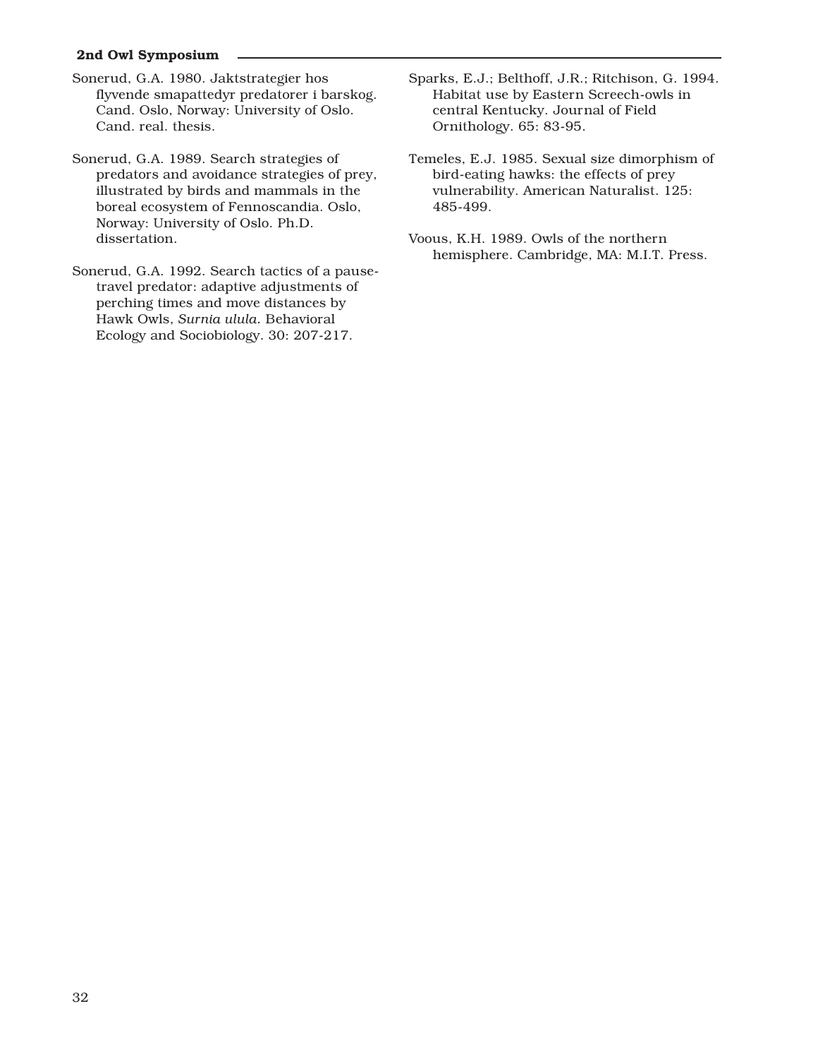Sonerud, G.A. 1980. Jaktstrategier hos flyvende smapattedyr predatorer i barskog. Cand. Oslo, Norway: University of Oslo. Cand. real. thesis.

Sonerud, G.A. 1989. Search strategies of predators and avoidance strategies of prey, illustrated by birds and mammals in the boreal ecosystem of Fennoscandia. Oslo, Norway: University of Oslo. Ph.D. dissertation.

Sonerud, G.A. 1992. Search tactics of a pause-travel predator: adaptive adjustments of perching times and move distances by Hawk Owls, *Surnia ulula*. Behavioral Ecology and Sociobiology. 30: 207-217.

Sparks, E.J.; Belthoff, J.R.; Ritchison, G. 1994. Habitat use by Eastern Screech-owls in central Kentucky. Journal of Field Ornithology. 65: 83-95.

Temeles, E.J. 1985. Sexual size dimorphism of bird-eating hawks: the effects of prey vulnerability. American Naturalist. 125: 485-499.

Voous, K.H. 1989. Owls of the northern hemisphere. Cambridge, MA: M.I.T. Press.